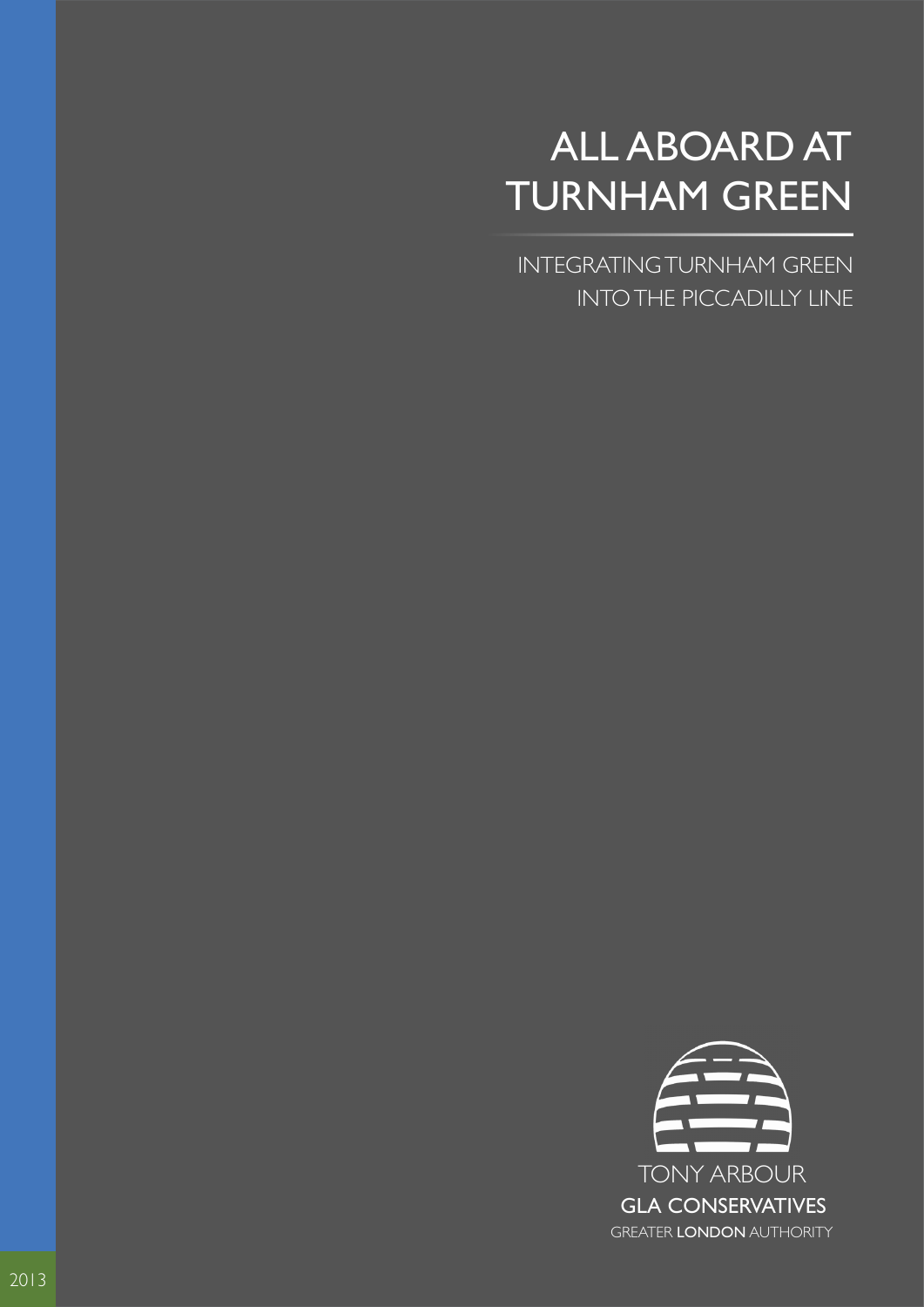# ALL ABOARD AT TURNHAM GREEN

INTEGRATING TURNHAM GREEN INTO THE PICCADILLY LINE

TONY ARBOUR

GLA CONSERVATIVES

GREATER **LONDON** AUTHORITY

2013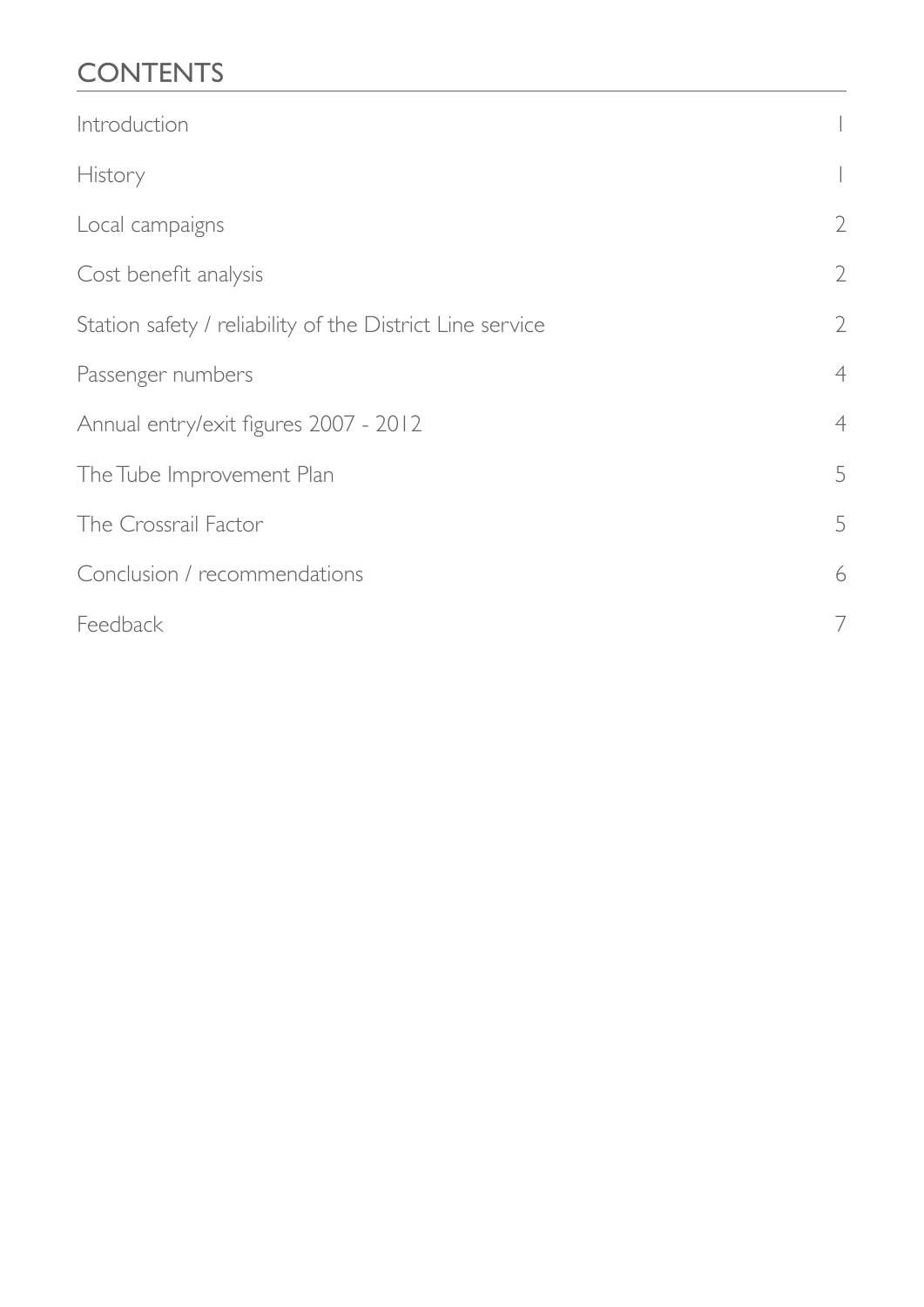# CONTENTS

| | |
|---|---|
| Introduction | 1 |
| History | 1 |
| Local campaigns | 2 |
| Cost benefit analysis | 2 |
| Station safety / reliability of the District Line service | 2 |
| Passenger numbers | 4 |
| Annual entry/exit figures 2007 - 2012 | 4 |
| The Tube Improvement Plan | 5 |
| The Crossrail Factor | 5 |
| Conclusion / recommendations | 6 |
| Feedback | 7 |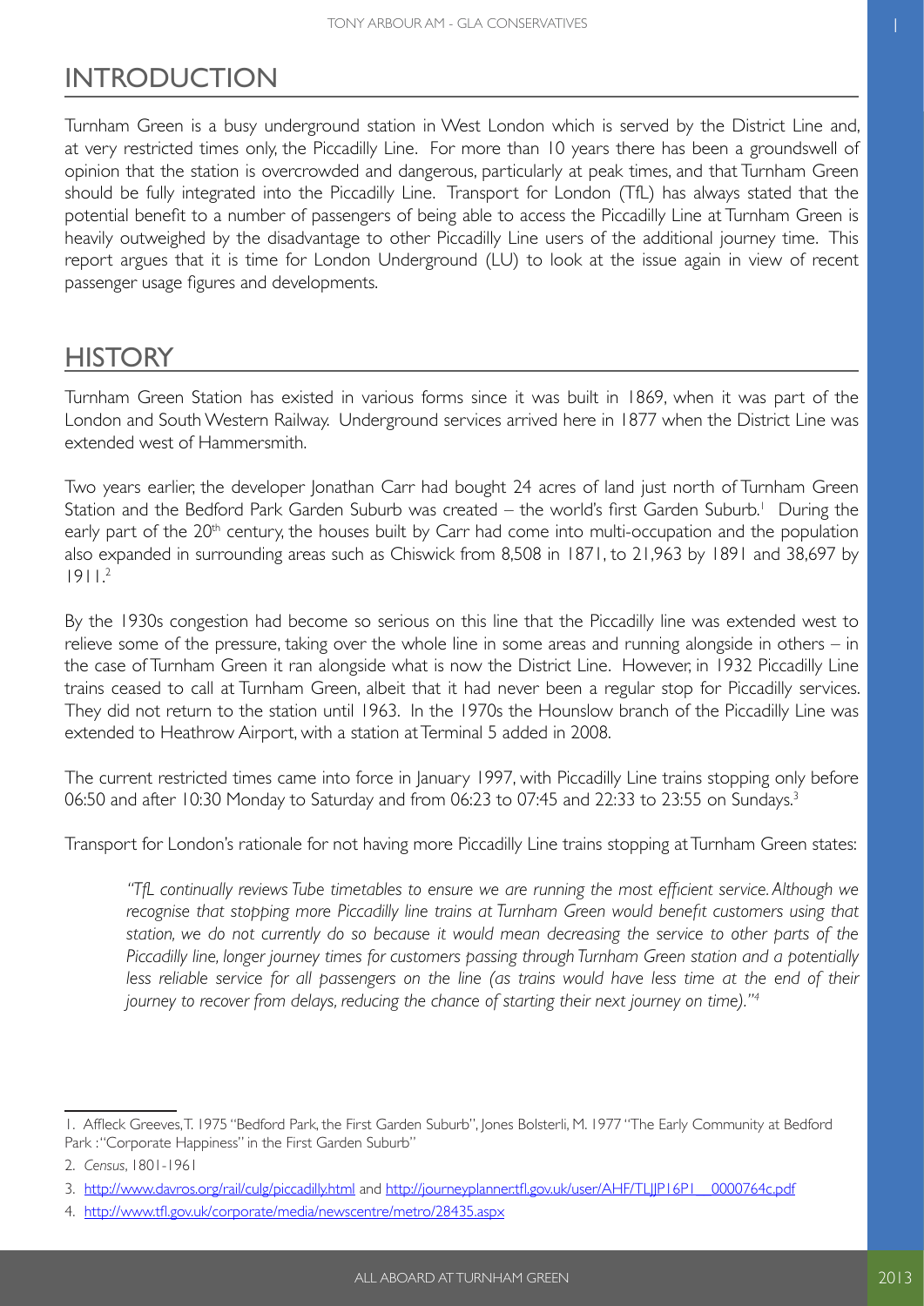## INTRODUCTION

Turnham Green is a busy underground station in West London which is served by the District Line and, at very restricted times only, the Piccadilly Line. For more than 10 years there has been a groundswell of opinion that the station is overcrowded and dangerous, particularly at peak times, and that Turnham Green should be fully integrated into the Piccadilly Line. Transport for London (TfL) has always stated that the potential benefit to a number of passengers of being able to access the Piccadilly Line at Turnham Green is heavily outweighed by the disadvantage to other Piccadilly Line users of the additional journey time. This report argues that it is time for London Underground (LU) to look at the issue again in view of recent passenger usage figures and developments.

## HISTORY

Turnham Green Station has existed in various forms since it was built in 1869, when it was part of the London and South Western Railway. Underground services arrived here in 1877 when the District Line was extended west of Hammersmith.

Two years earlier, the developer Jonathan Carr had bought 24 acres of land just north of Turnham Green Station and the Bedford Park Garden Suburb was created – the world's first Garden Suburb.[1] During the early part of the 20th century, the houses built by Carr had come into multi-occupation and the population also expanded in surrounding areas such as Chiswick from 8,508 in 1871, to 21,963 by 1891 and 38,697 by 1911.[2]

By the 1930s congestion had become so serious on this line that the Piccadilly line was extended west to relieve some of the pressure, taking over the whole line in some areas and running alongside in others – in the case of Turnham Green it ran alongside what is now the District Line. However, in 1932 Piccadilly Line trains ceased to call at Turnham Green, albeit that it had never been a regular stop for Piccadilly services. They did not return to the station until 1963. In the 1970s the Hounslow branch of the Piccadilly Line was extended to Heathrow Airport, with a station at Terminal 5 added in 2008.

The current restricted times came into force in January 1997, with Piccadilly Line trains stopping only before 06:50 and after 10:30 Monday to Saturday and from 06:23 to 07:45 and 22:33 to 23:55 on Sundays.[3]

Transport for London's rationale for not having more Piccadilly Line trains stopping at Turnham Green states:

> *"TfL continually reviews Tube timetables to ensure we are running the most efficient service. Although we recognise that stopping more Piccadilly line trains at Turnham Green would benefit customers using that station, we do not currently do so because it would mean decreasing the service to other parts of the Piccadilly line, longer journey times for customers passing through Turnham Green station and a potentially less reliable service for all passengers on the line (as trains would have less time at the end of their journey to recover from delays, reducing the chance of starting their next journey on time)."*[4]

---

1. Affleck Greeves, T. 1975 "Bedford Park, the First Garden Suburb", Jones Bolsterli, M. 1977 "The Early Community at Bedford Park : "Corporate Happiness" in the First Garden Suburb"
2. *Census*, 1801-1961
3. http://www.davros.org/rail/culg/piccadilly.html and http://journeyplanner.tfl.gov.uk/user/AHF/TLJJP16P1__0000764c.pdf
4. http://www.tfl.gov.uk/corporate/media/newscentre/metro/28435.aspx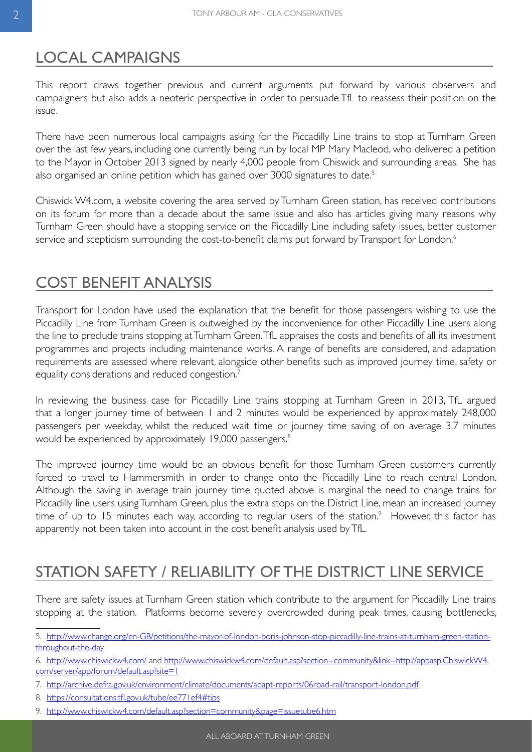## LOCAL CAMPAIGNS

This report draws together previous and current arguments put forward by various observers and campaigners but also adds a neoteric perspective in order to persuade TfL to reassess their position on the issue.

There have been numerous local campaigns asking for the Piccadilly Line trains to stop at Turnham Green over the last few years, including one currently being run by local MP Mary Macleod, who delivered a petition to the Mayor in October 2013 signed by nearly 4,000 people from Chiswick and surrounding areas. She has also organised an online petition which has gained over 3000 signatures to date.[5]

Chiswick W4.com, a website covering the area served by Turnham Green station, has received contributions on its forum for more than a decade about the same issue and also has articles giving many reasons why Turnham Green should have a stopping service on the Piccadilly Line including safety issues, better customer service and scepticism surrounding the cost-to-benefit claims put forward by Transport for London.[6]

## COST BENEFIT ANALYSIS

Transport for London have used the explanation that the benefit for those passengers wishing to use the Piccadilly Line from Turnham Green is outweighed by the inconvenience for other Piccadilly Line users along the line to preclude trains stopping at Turnham Green. TfL appraises the costs and benefits of all its investment programmes and projects including maintenance works. A range of benefits are considered, and adaptation requirements are assessed where relevant, alongside other benefits such as improved journey time, safety or equality considerations and reduced congestion.[7]

In reviewing the business case for Piccadilly Line trains stopping at Turnham Green in 2013, TfL argued that a longer journey time of between 1 and 2 minutes would be experienced by approximately 248,000 passengers per weekday, whilst the reduced wait time or journey time saving of on average 3.7 minutes would be experienced by approximately 19,000 passengers.[8]

The improved journey time would be an obvious benefit for those Turnham Green customers currently forced to travel to Hammersmith in order to change onto the Piccadilly Line to reach central London. Although the saving in average train journey time quoted above is marginal the need to change trains for Piccadilly line users using Turnham Green, plus the extra stops on the District Line, mean an increased journey time of up to 15 minutes each way, according to regular users of the station.[9] However, this factor has apparently not been taken into account in the cost benefit analysis used by TfL.

## STATION SAFETY / RELIABILITY OF THE DISTRICT LINE SERVICE

There are safety issues at Turnham Green station which contribute to the argument for Piccadilly Line trains stopping at the station. Platforms become severely overcrowded during peak times, causing bottlenecks,

---

5. http://www.change.org/en-GB/petitions/the-mayor-of-london-boris-johnson-stop-piccadilly-line-trains-at-turnham-green-station-throughout-the-day

6. http://www.chiswickw4.com/ and http://www.chiswickw4.com/default.asp?section=community&link=http://appasp.ChiswickW4.com/server/app/forum/default.asp?site=1

7. http://archive.defra.gov.uk/environment/climate/documents/adapt-reports/06road-rail/transport-london.pdf

8. https://consultations.tfl.gov.uk/tube/ee771ef4#tips

9. http://www.chiswickw4.com/default.asp?section=community&page=issuetube6.htm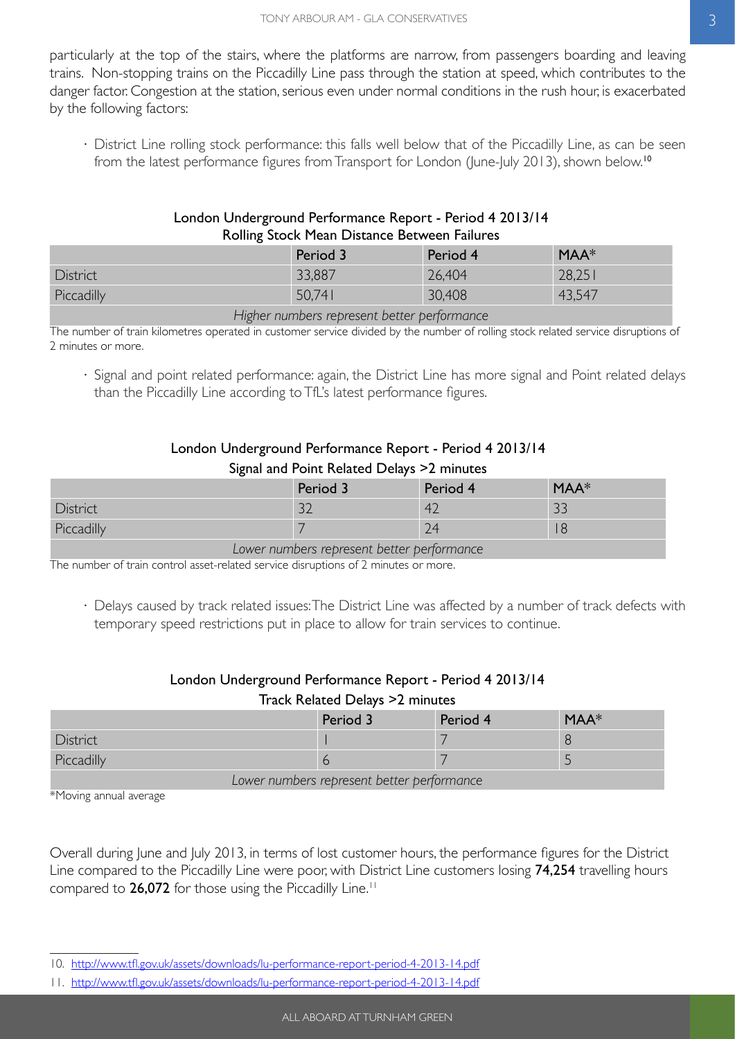particularly at the top of the stairs, where the platforms are narrow, from passengers boarding and leaving trains. Non-stopping trains on the Piccadilly Line pass through the station at speed, which contributes to the danger factor. Congestion at the station, serious even under normal conditions in the rush hour, is exacerbated by the following factors:

- District Line rolling stock performance: this falls well below that of the Piccadilly Line, as can be seen from the latest performance figures from Transport for London (June-July 2013), shown below.[10]

London Underground Performance Report - Period 4 2013/14
Rolling Stock Mean Distance Between Failures

| | Period 3 | Period 4 | MAA* |
|---|---|---|---|
| District | 33,887 | 26,404 | 28,251 |
| Piccadilly | 50,741 | 30,408 | 43,547 |

*Higher numbers represent better performance*

The number of train kilometres operated in customer service divided by the number of rolling stock related service disruptions of 2 minutes or more.

- Signal and point related performance: again, the District Line has more signal and Point related delays than the Piccadilly Line according to TfL's latest performance figures.

London Underground Performance Report - Period 4 2013/14
Signal and Point Related Delays >2 minutes

| | Period 3 | Period 4 | MAA* |
|---|---|---|---|
| District | 32 | 42 | 33 |
| Piccadilly | 7 | 24 | 18 |

*Lower numbers represent better performance*

The number of train control asset-related service disruptions of 2 minutes or more.

- Delays caused by track related issues: The District Line was affected by a number of track defects with temporary speed restrictions put in place to allow for train services to continue.

London Underground Performance Report - Period 4 2013/14
Track Related Delays >2 minutes

| | Period 3 | Period 4 | MAA* |
|---|---|---|---|
| District | 1 | 7 | 8 |
| Piccadilly | 6 | 7 | 5 |

*Lower numbers represent better performance*

*Moving annual average

Overall during June and July 2013, in terms of lost customer hours, the performance figures for the District Line compared to the Piccadilly Line were poor, with District Line customers losing **74,254** travelling hours compared to **26,072** for those using the Piccadilly Line.[11]

---

10. http://www.tfl.gov.uk/assets/downloads/lu-performance-report-period-4-2013-14.pdf
11. http://www.tfl.gov.uk/assets/downloads/lu-performance-report-period-4-2013-14.pdf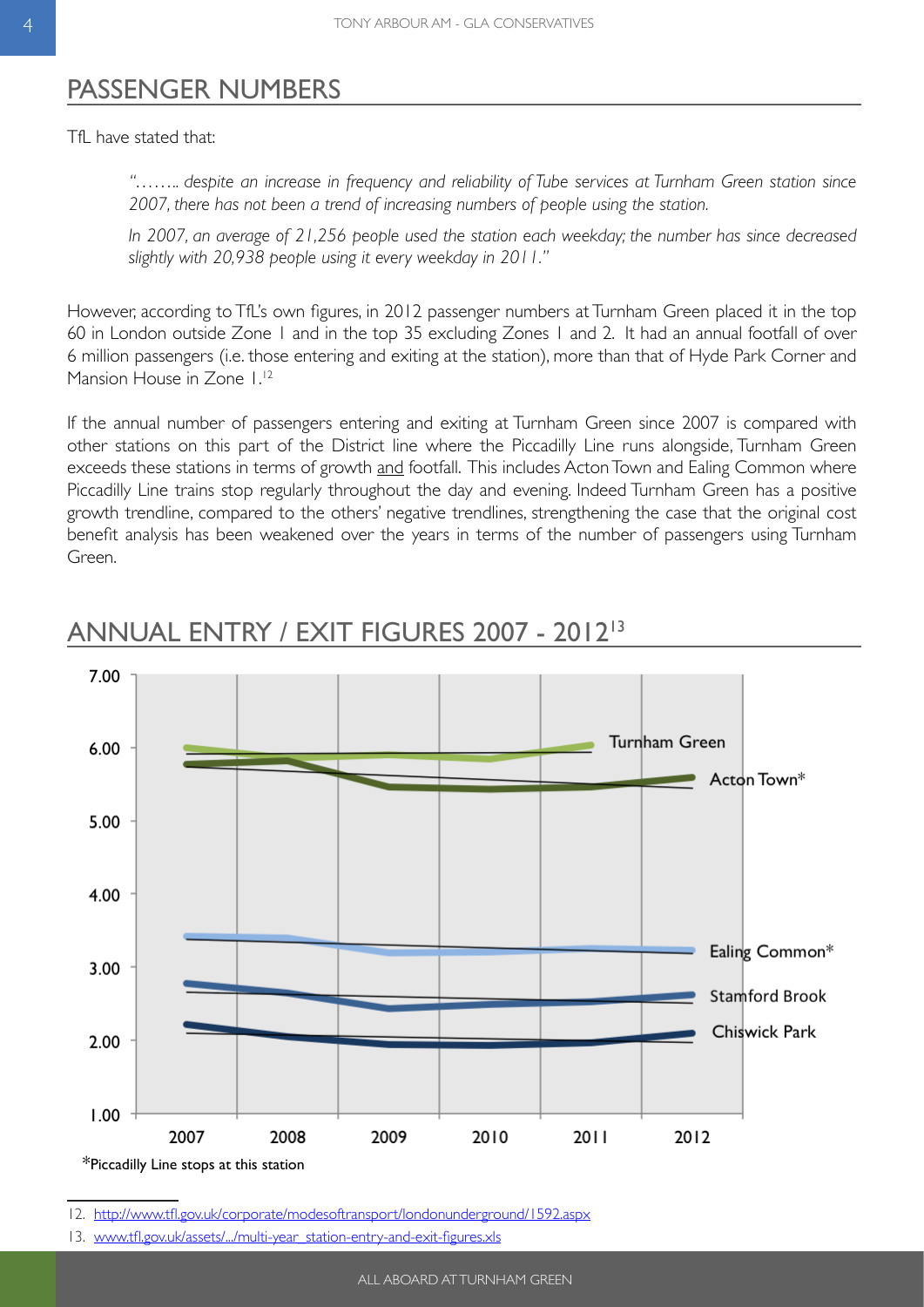## PASSENGER NUMBERS

TfL have stated that:

> *"…….. despite an increase in frequency and reliability of Tube services at Turnham Green station since 2007, there has not been a trend of increasing numbers of people using the station.*
>
> *In 2007, an average of 21,256 people used the station each weekday; the number has since decreased slightly with 20,938 people using it every weekday in 2011."*

However, according to TfL's own figures, in 2012 passenger numbers at Turnham Green placed it in the top 60 in London outside Zone 1 and in the top 35 excluding Zones 1 and 2. It had an annual footfall of over 6 million passengers (i.e. those entering and exiting at the station), more than that of Hyde Park Corner and Mansion House in Zone 1.[12]

If the annual number of passengers entering and exiting at Turnham Green since 2007 is compared with other stations on this part of the District line where the Piccadilly Line runs alongside, Turnham Green exceeds these stations in terms of growth and footfall. This includes Acton Town and Ealing Common where Piccadilly Line trains stop regularly throughout the day and evening. Indeed Turnham Green has a positive growth trendline, compared to the others' negative trendlines, strengthening the case that the original cost benefit analysis has been weakened over the years in terms of the number of passengers using Turnham Green.

## ANNUAL ENTRY / EXIT FIGURES 2007 - 2012[13]

Chart series: Turnham Green, Acton Town*, Ealing Common*, Stamford Brook, Chiswick Park (y-axis 1.00–7.00; x-axis 2007–2012)

*Piccadilly Line stops at this station

12. http://www.tfl.gov.uk/corporate/modesoftransport/londonunderground/1592.aspx
13. www.tfl.gov.uk/assets/.../multi-year_station-entry-and-exit-figures.xls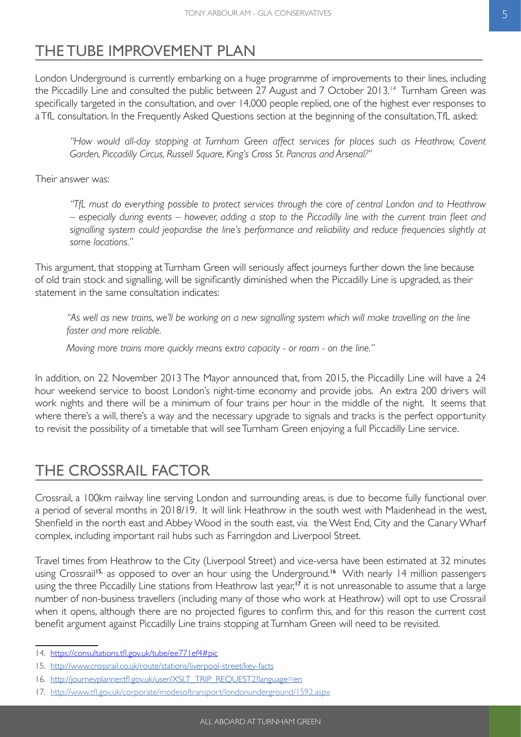## THE TUBE IMPROVEMENT PLAN

London Underground is currently embarking on a huge programme of improvements to their lines, including the Piccadilly Line and consulted the public between 27 August and 7 October 2013.[14] Turnham Green was specifically targeted in the consultation, and over 14,000 people replied, one of the highest ever responses to a TfL consultation. In the Frequently Asked Questions section at the beginning of the consultation, TfL asked:

> *"How would all-day stopping at Turnham Green affect services for places such as Heathrow, Covent Garden, Piccadilly Circus, Russell Square, King's Cross St. Pancras and Arsenal?"*

Their answer was:

> *"TfL must do everything possible to protect services through the core of central London and to Heathrow – especially during events – however, adding a stop to the Piccadilly line with the current train fleet and signalling system could jeopardise the line's performance and reliability and reduce frequencies slightly at some locations."*

This argument, that stopping at Turnham Green will seriously affect journeys further down the line because of old train stock and signalling, will be significantly diminished when the Piccadilly Line is upgraded, as their statement in the same consultation indicates:

> *"As well as new trains, we'll be working on a new signalling system which will make travelling on the line faster and more reliable.*
>
> *Moving more trains more quickly means extra capacity - or room - on the line."*

In addition, on 22 November 2013 The Mayor announced that, from 2015, the Piccadilly Line will have a 24 hour weekend service to boost London's night-time economy and provide jobs. An extra 200 drivers will work nights and there will be a minimum of four trains per hour in the middle of the night. It seems that where there's a will, there's a way and the necessary upgrade to signals and tracks is the perfect opportunity to revisit the possibility of a timetable that will see Turnham Green enjoying a full Piccadilly Line service.

## THE CROSSRAIL FACTOR

Crossrail, a 100km railway line serving London and surrounding areas, is due to become fully functional over a period of several months in 2018/19. It will link Heathrow in the south west with Maidenhead in the west, Shenfield in the north east and Abbey Wood in the south east, via the West End, City and the Canary Wharf complex, including important rail hubs such as Farringdon and Liverpool Street.

Travel times from Heathrow to the City (Liverpool Street) and vice-versa have been estimated at 32 minutes using Crossrail[15] as opposed to over an hour using the Underground.[16] With nearly 14 million passengers using the three Piccadilly Line stations from Heathrow last year,[17] it is not unreasonable to assume that a large number of non-business travellers (including many of those who work at Heathrow) will opt to use Crossrail when it opens, although there are no projected figures to confirm this, and for this reason the current cost benefit argument against Piccadilly Line trains stopping at Turnham Green will need to be revisited.

---

14. https://consultations.tfl.gov.uk/tube/ee771ef4#pic
15. http://www.crossrail.co.uk/route/stations/liverpool-street/key-facts
16. http://journeyplanner.tfl.gov.uk/user/XSLT_TRIP_REQUEST2?language=en
17. http://www.tfl.gov.uk/corporate/modesoftransport/londonunderground/1592.aspx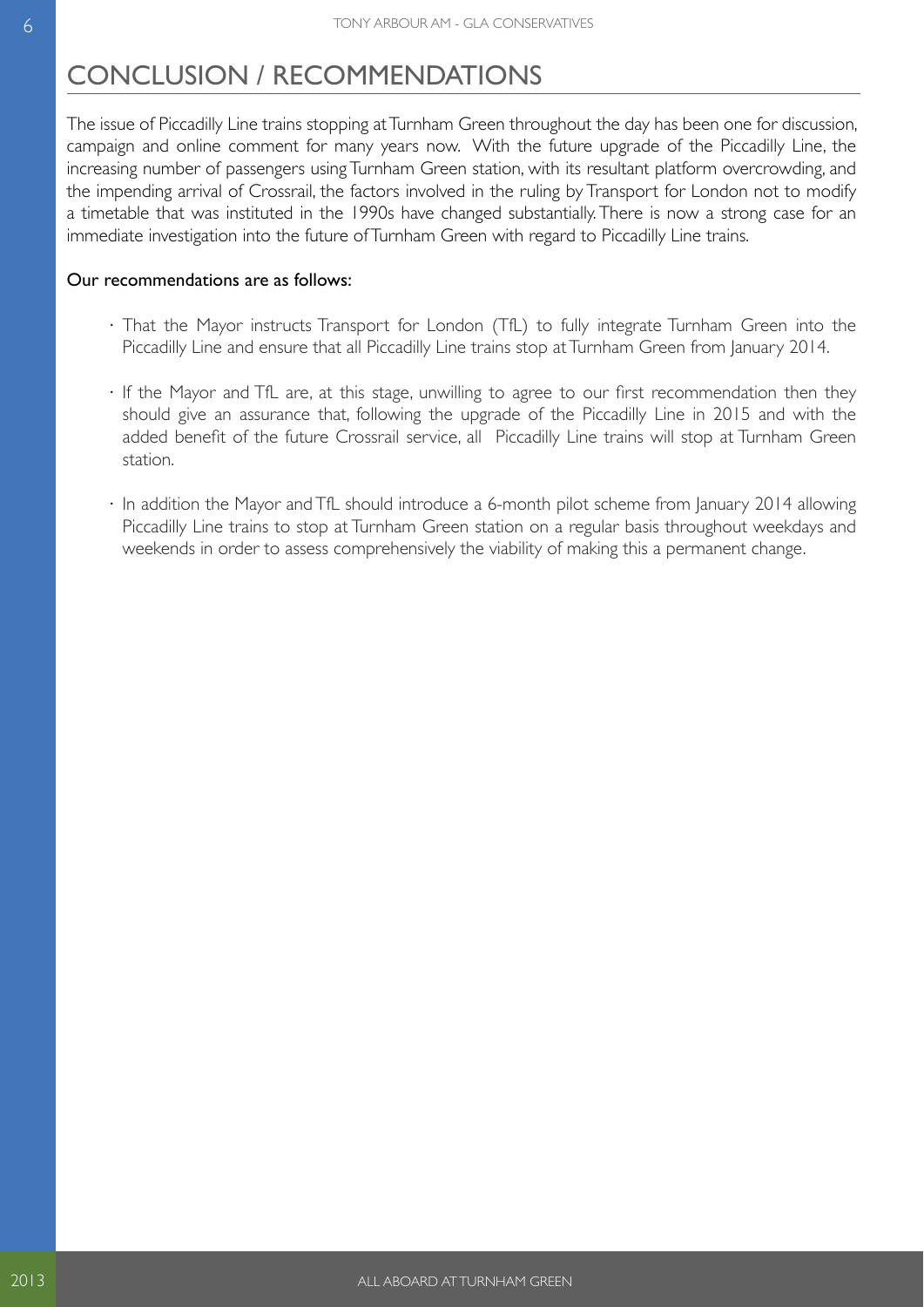# CONCLUSION / RECOMMENDATIONS

The issue of Piccadilly Line trains stopping at Turnham Green throughout the day has been one for discussion, campaign and online comment for many years now. With the future upgrade of the Piccadilly Line, the increasing number of passengers using Turnham Green station, with its resultant platform overcrowding, and the impending arrival of Crossrail, the factors involved in the ruling by Transport for London not to modify a timetable that was instituted in the 1990s have changed substantially. There is now a strong case for an immediate investigation into the future of Turnham Green with regard to Piccadilly Line trains.

Our recommendations are as follows:

- That the Mayor instructs Transport for London (TfL) to fully integrate Turnham Green into the Piccadilly Line and ensure that all Piccadilly Line trains stop at Turnham Green from January 2014.
- If the Mayor and TfL are, at this stage, unwilling to agree to our first recommendation then they should give an assurance that, following the upgrade of the Piccadilly Line in 2015 and with the added benefit of the future Crossrail service, all Piccadilly Line trains will stop at Turnham Green station.
- In addition the Mayor and TfL should introduce a 6-month pilot scheme from January 2014 allowing Piccadilly Line trains to stop at Turnham Green station on a regular basis throughout weekdays and weekends in order to assess comprehensively the viability of making this a permanent change.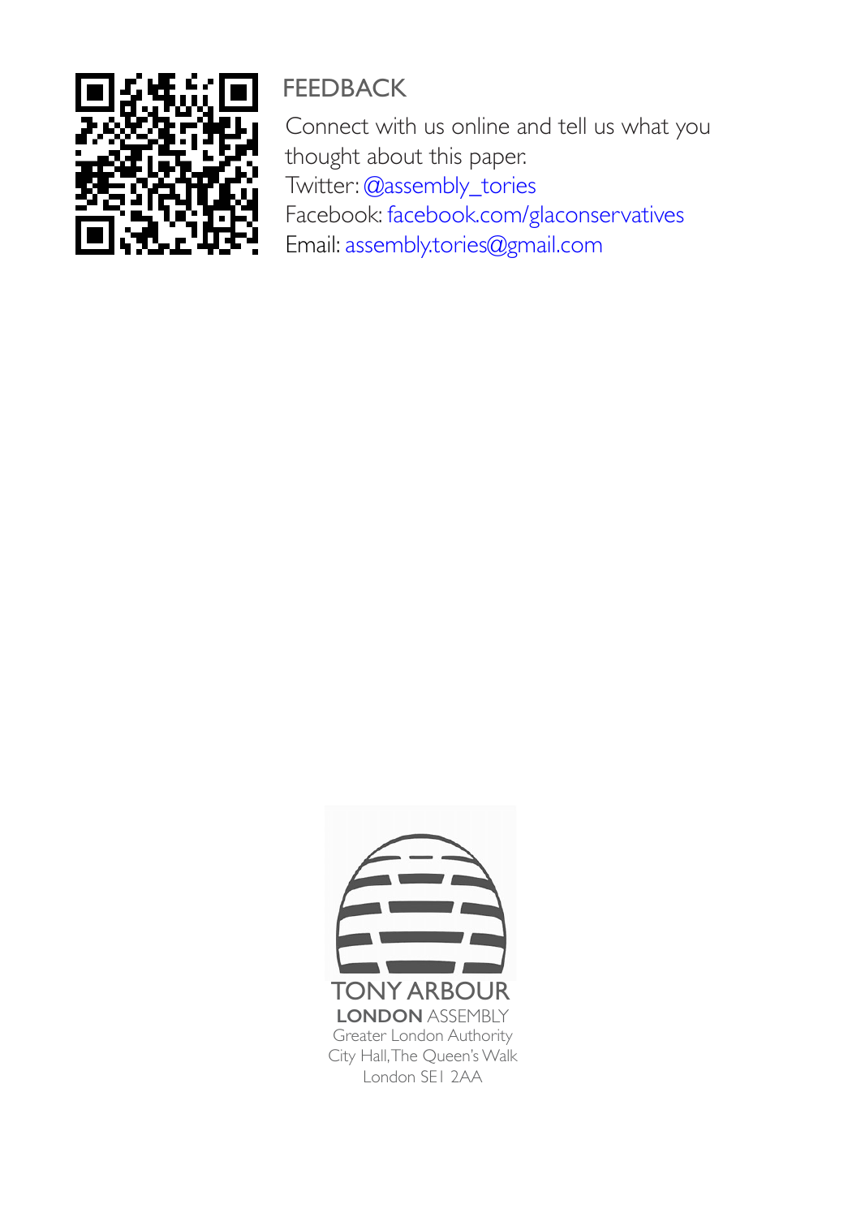## FEEDBACK

Connect with us online and tell us what you thought about this paper.

Twitter: @assembly_tories

Facebook: facebook.com/glaconservatives

Email: assembly.tories@gmail.com

TONY ARBOUR

**LONDON** ASSEMBLY

Greater London Authority

City Hall, The Queen's Walk

London SE1 2AA